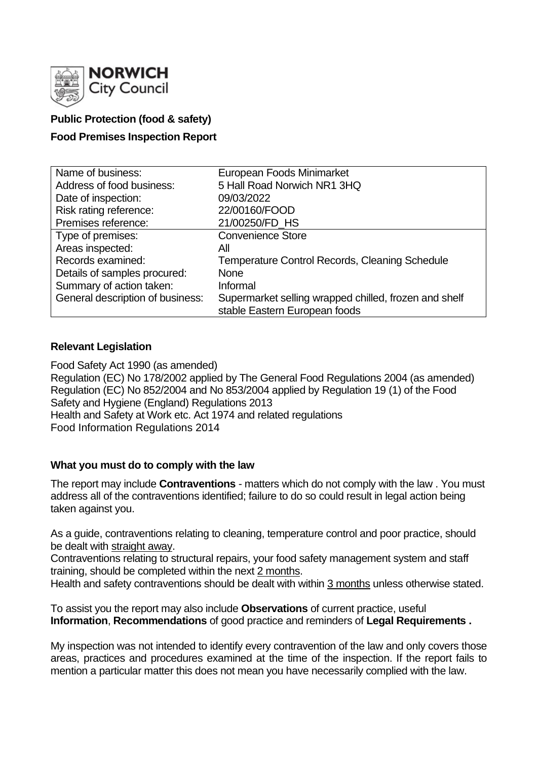**NORWICH City Council**

**Public Protection (food & safety)**

**Food Premises Inspection Report**

| Name of business: | European Foods Minimarket |
| --- | --- |
| Address of food business: | 5 Hall Road Norwich NR1 3HQ |
| Date of inspection: | 09/03/2022 |
| Risk rating reference: | 22/00160/FOOD |
| Premises reference: | 21/00250/FD_HS |
| Type of premises: | Convenience Store |
| Areas inspected: | All |
| Records examined: | Temperature Control Records, Cleaning Schedule |
| Details of samples procured: | None |
| Summary of action taken: | Informal |
| General description of business: | Supermarket selling wrapped chilled, frozen and shelf stable Eastern European foods |

**Relevant Legislation**

Food Safety Act 1990 (as amended)
Regulation (EC) No 178/2002 applied by The General Food Regulations 2004 (as amended)
Regulation (EC) No 852/2004 and No 853/2004 applied by Regulation 19 (1) of the Food Safety and Hygiene (England) Regulations 2013
Health and Safety at Work etc. Act 1974 and related regulations
Food Information Regulations 2014

**What you must do to comply with the law**

The report may include **Contraventions** - matters which do not comply with the law . You must address all of the contraventions identified; failure to do so could result in legal action being taken against you.

As a guide, contraventions relating to cleaning, temperature control and poor practice, should be dealt with straight away.
Contraventions relating to structural repairs, your food safety management system and staff training, should be completed within the next 2 months.
Health and safety contraventions should be dealt with within 3 months unless otherwise stated.

To assist you the report may also include **Observations** of current practice, useful **Information**, **Recommendations** of good practice and reminders of **Legal Requirements .**

My inspection was not intended to identify every contravention of the law and only covers those areas, practices and procedures examined at the time of the inspection. If the report fails to mention a particular matter this does not mean you have necessarily complied with the law.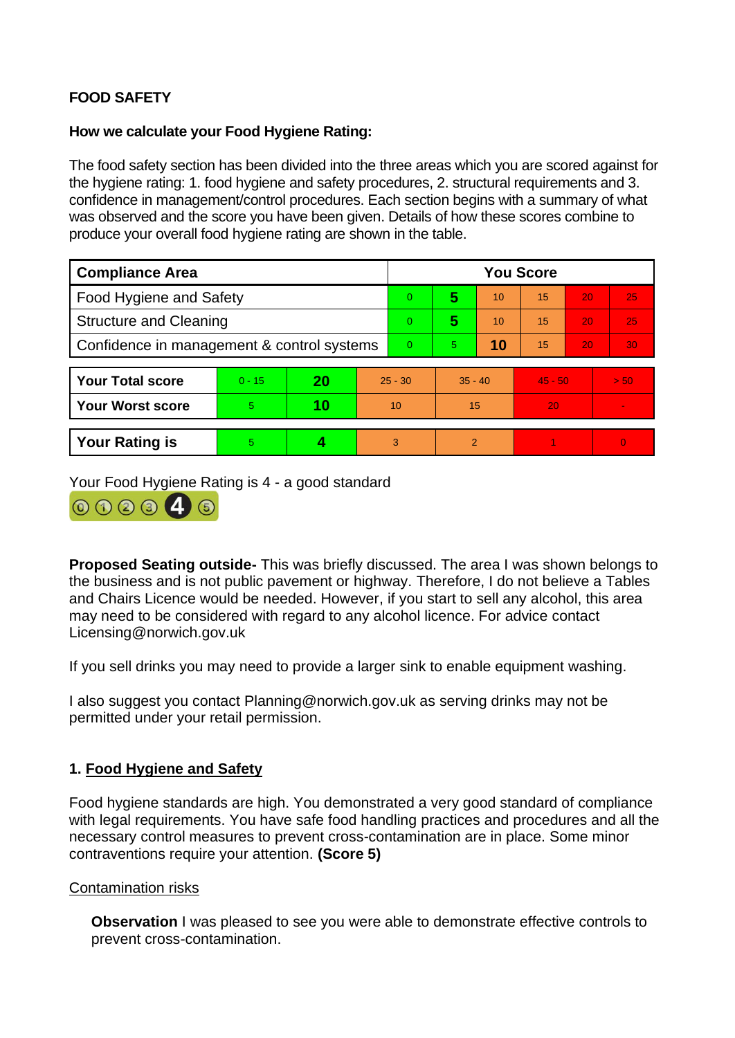**FOOD SAFETY**

**How we calculate your Food Hygiene Rating:**

The food safety section has been divided into the three areas which you are scored against for the hygiene rating: 1. food hygiene and safety procedures, 2. structural requirements and 3. confidence in management/control procedures. Each section begins with a summary of what was observed and the score you have been given. Details of how these scores combine to produce your overall food hygiene rating are shown in the table.

| Compliance Area | You Score | | | | | |
|---|---|---|---|---|---|---|
| Food Hygiene and Safety | 0 | **5** | 10 | 15 | 20 | 25 |
| Structure and Cleaning | 0 | **5** | 10 | 15 | 20 | 25 |
| Confidence in management & control systems | 0 | 5 | **10** | 15 | 20 | 30 |

| | | | | | | |
|---|---|---|---|---|---|---|
| **Your Total score** | 0 - 15 | **20** | 25 - 30 | 35 - 40 | 45 - 50 | > 50 |
| **Your Worst score** | 5 | **10** | 10 | 15 | 20 | - |

| | | | | | | |
|---|---|---|---|---|---|---|
| **Your Rating is** | 5 | **4** | 3 | 2 | 1 | 0 |

Your Food Hygiene Rating is 4 - a good standard

**Proposed Seating outside-** This was briefly discussed. The area I was shown belongs to the business and is not public pavement or highway. Therefore, I do not believe a Tables and Chairs Licence would be needed. However, if you start to sell any alcohol, this area may need to be considered with regard to any alcohol licence. For advice contact Licensing@norwich.gov.uk

If you sell drinks you may need to provide a larger sink to enable equipment washing.

I also suggest you contact Planning@norwich.gov.uk as serving drinks may not be permitted under your retail permission.

## 1. Food Hygiene and Safety

Food hygiene standards are high. You demonstrated a very good standard of compliance with legal requirements. You have safe food handling practices and procedures and all the necessary control measures to prevent cross-contamination are in place. Some minor contraventions require your attention. **(Score 5)**

Contamination risks

**Observation** I was pleased to see you were able to demonstrate effective controls to prevent cross-contamination.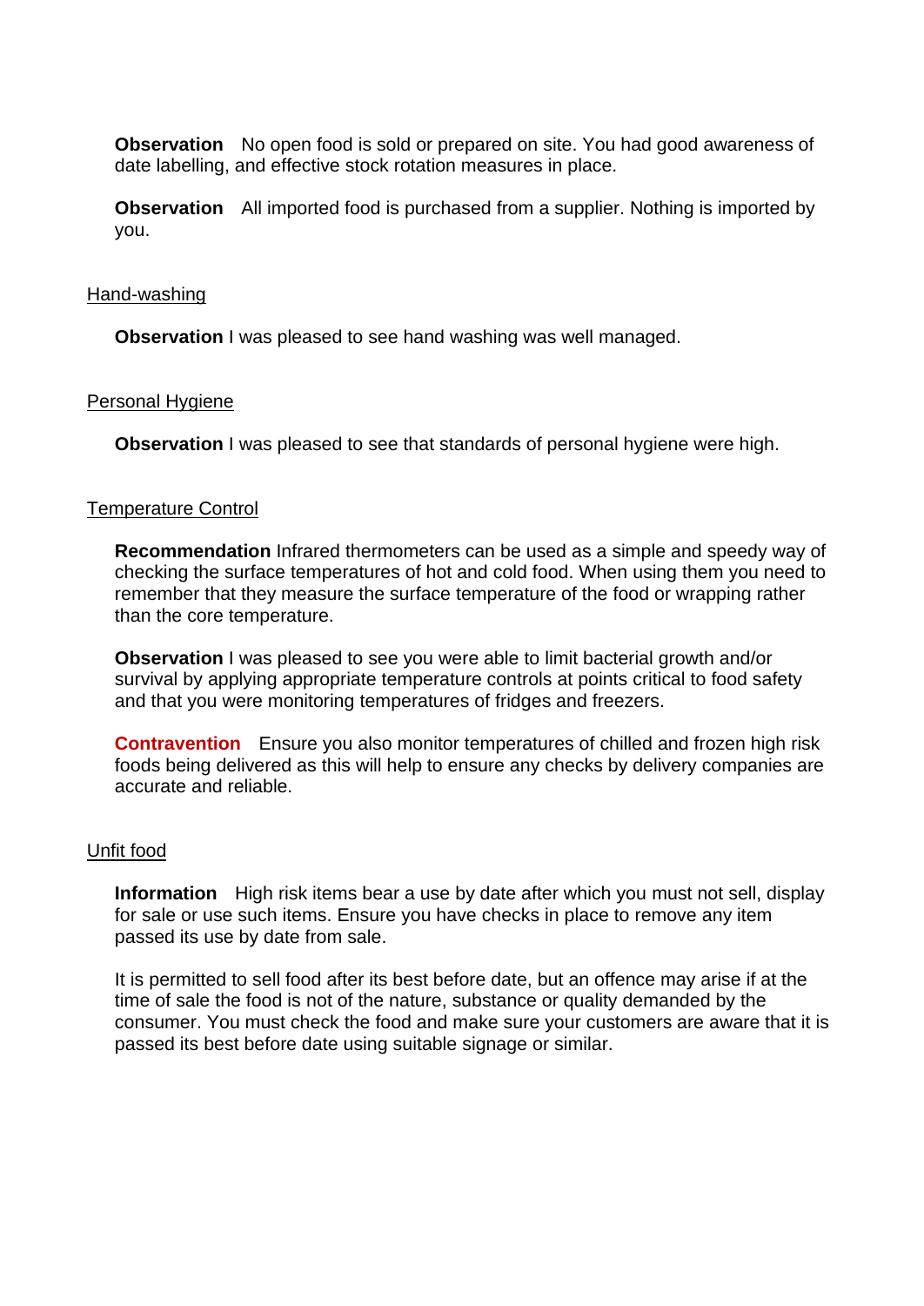**Observation** No open food is sold or prepared on site. You had good awareness of date labelling, and effective stock rotation measures in place.

**Observation** All imported food is purchased from a supplier. Nothing is imported by you.

Hand-washing

**Observation** I was pleased to see hand washing was well managed.

Personal Hygiene

**Observation** I was pleased to see that standards of personal hygiene were high.

Temperature Control

**Recommendation** Infrared thermometers can be used as a simple and speedy way of checking the surface temperatures of hot and cold food. When using them you need to remember that they measure the surface temperature of the food or wrapping rather than the core temperature.

**Observation** I was pleased to see you were able to limit bacterial growth and/or survival by applying appropriate temperature controls at points critical to food safety and that you were monitoring temperatures of fridges and freezers.

**Contravention** Ensure you also monitor temperatures of chilled and frozen high risk foods being delivered as this will help to ensure any checks by delivery companies are accurate and reliable.

Unfit food

**Information** High risk items bear a use by date after which you must not sell, display for sale or use such items. Ensure you have checks in place to remove any item passed its use by date from sale.

It is permitted to sell food after its best before date, but an offence may arise if at the time of sale the food is not of the nature, substance or quality demanded by the consumer. You must check the food and make sure your customers are aware that it is passed its best before date using suitable signage or similar.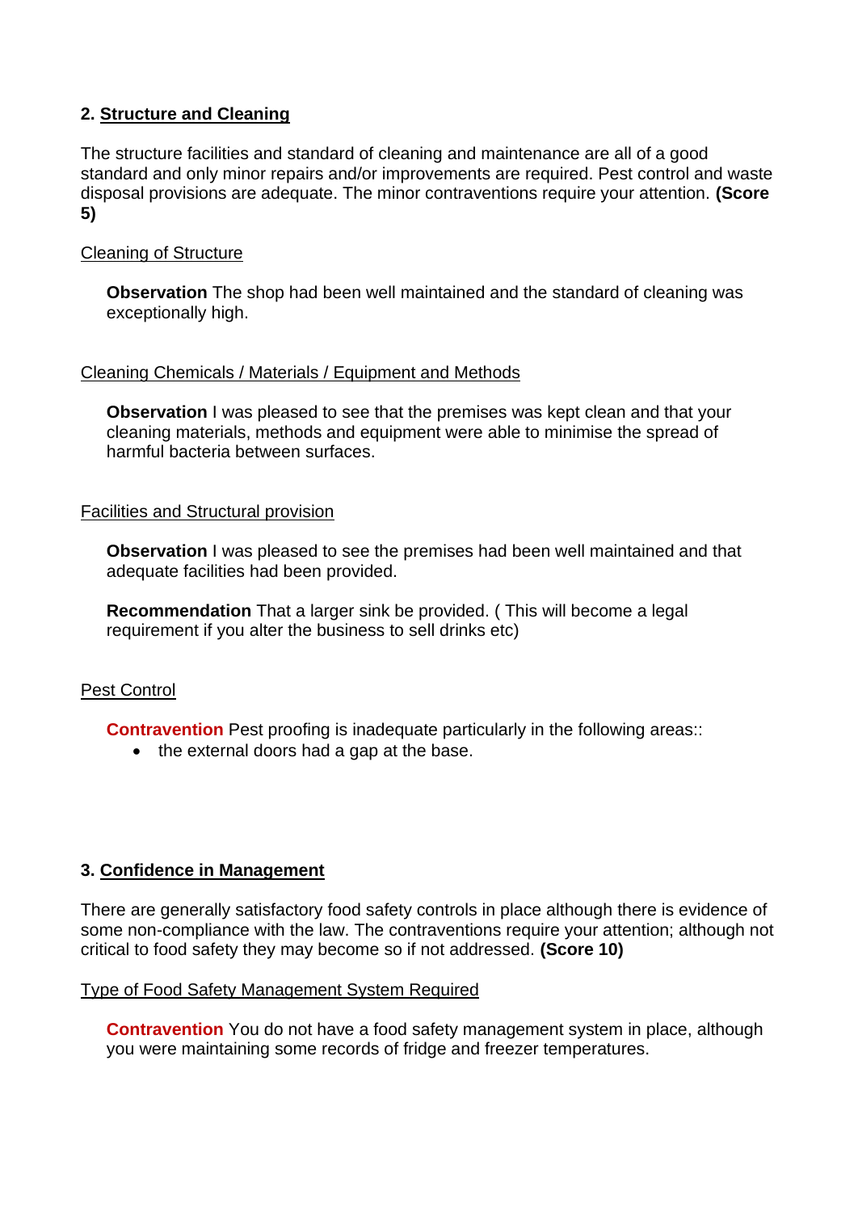## 2. Structure and Cleaning

The structure facilities and standard of cleaning and maintenance are all of a good standard and only minor repairs and/or improvements are required. Pest control and waste disposal provisions are adequate. The minor contraventions require your attention. **(Score 5)**

Cleaning of Structure

**Observation** The shop had been well maintained and the standard of cleaning was exceptionally high.

Cleaning Chemicals / Materials / Equipment and Methods

**Observation** I was pleased to see that the premises was kept clean and that your cleaning materials, methods and equipment were able to minimise the spread of harmful bacteria between surfaces.

Facilities and Structural provision

**Observation** I was pleased to see the premises had been well maintained and that adequate facilities had been provided.

**Recommendation** That a larger sink be provided. ( This will become a legal requirement if you alter the business to sell drinks etc)

Pest Control

**Contravention** Pest proofing is inadequate particularly in the following areas::

- the external doors had a gap at the base.

## 3. Confidence in Management

There are generally satisfactory food safety controls in place although there is evidence of some non-compliance with the law. The contraventions require your attention; although not critical to food safety they may become so if not addressed. **(Score 10)**

Type of Food Safety Management System Required

**Contravention** You do not have a food safety management system in place, although you were maintaining some records of fridge and freezer temperatures.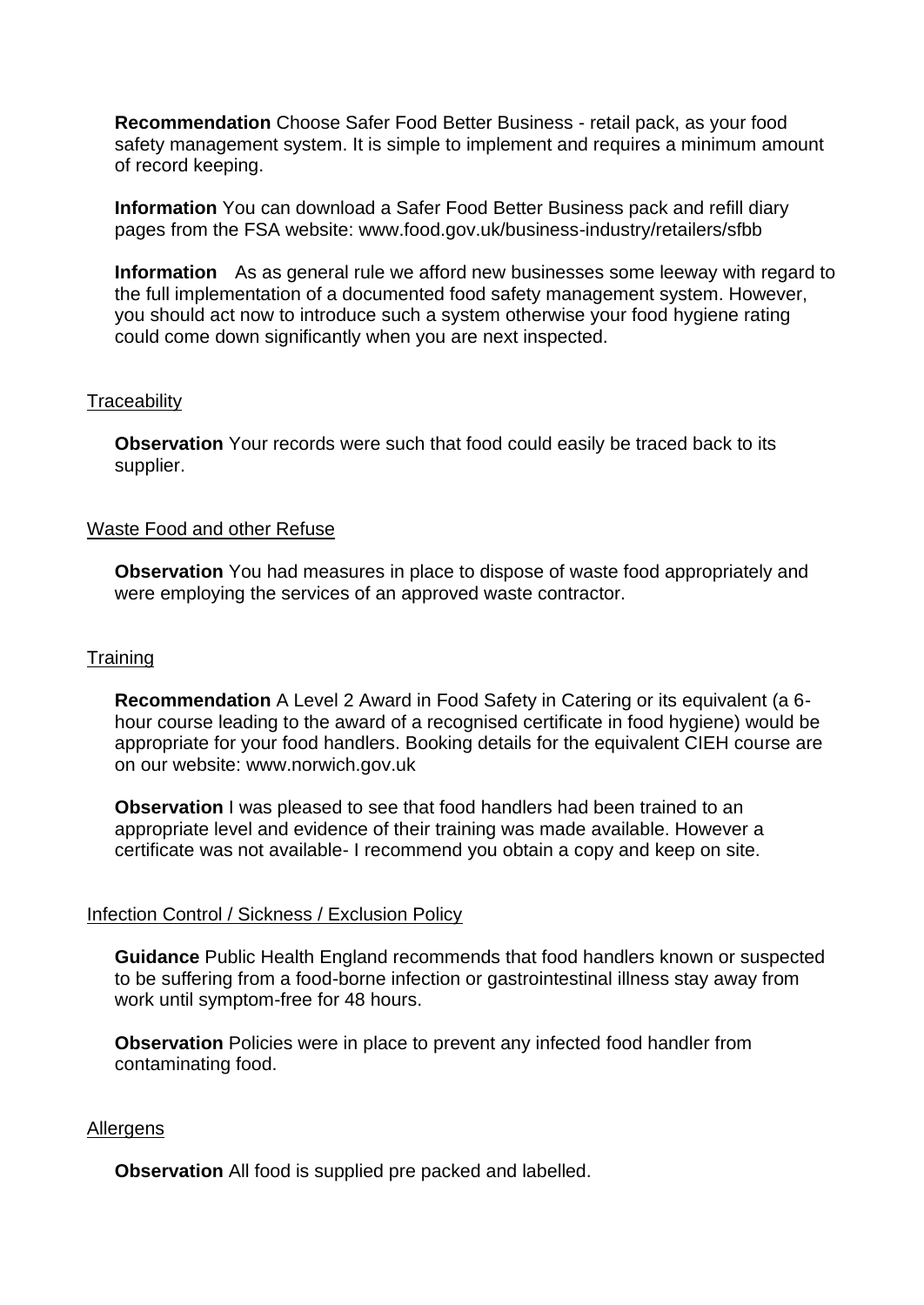**Recommendation** Choose Safer Food Better Business - retail pack, as your food safety management system. It is simple to implement and requires a minimum amount of record keeping.

**Information** You can download a Safer Food Better Business pack and refill diary pages from the FSA website: www.food.gov.uk/business-industry/retailers/sfbb

**Information** As as general rule we afford new businesses some leeway with regard to the full implementation of a documented food safety management system. However, you should act now to introduce such a system otherwise your food hygiene rating could come down significantly when you are next inspected.

Traceability

**Observation** Your records were such that food could easily be traced back to its supplier.

Waste Food and other Refuse

**Observation** You had measures in place to dispose of waste food appropriately and were employing the services of an approved waste contractor.

Training

**Recommendation** A Level 2 Award in Food Safety in Catering or its equivalent (a 6-hour course leading to the award of a recognised certificate in food hygiene) would be appropriate for your food handlers. Booking details for the equivalent CIEH course are on our website: www.norwich.gov.uk

**Observation** I was pleased to see that food handlers had been trained to an appropriate level and evidence of their training was made available. However a certificate was not available- I recommend you obtain a copy and keep on site.

Infection Control / Sickness / Exclusion Policy

**Guidance** Public Health England recommends that food handlers known or suspected to be suffering from a food-borne infection or gastrointestinal illness stay away from work until symptom-free for 48 hours.

**Observation** Policies were in place to prevent any infected food handler from contaminating food.

Allergens

**Observation** All food is supplied pre packed and labelled.